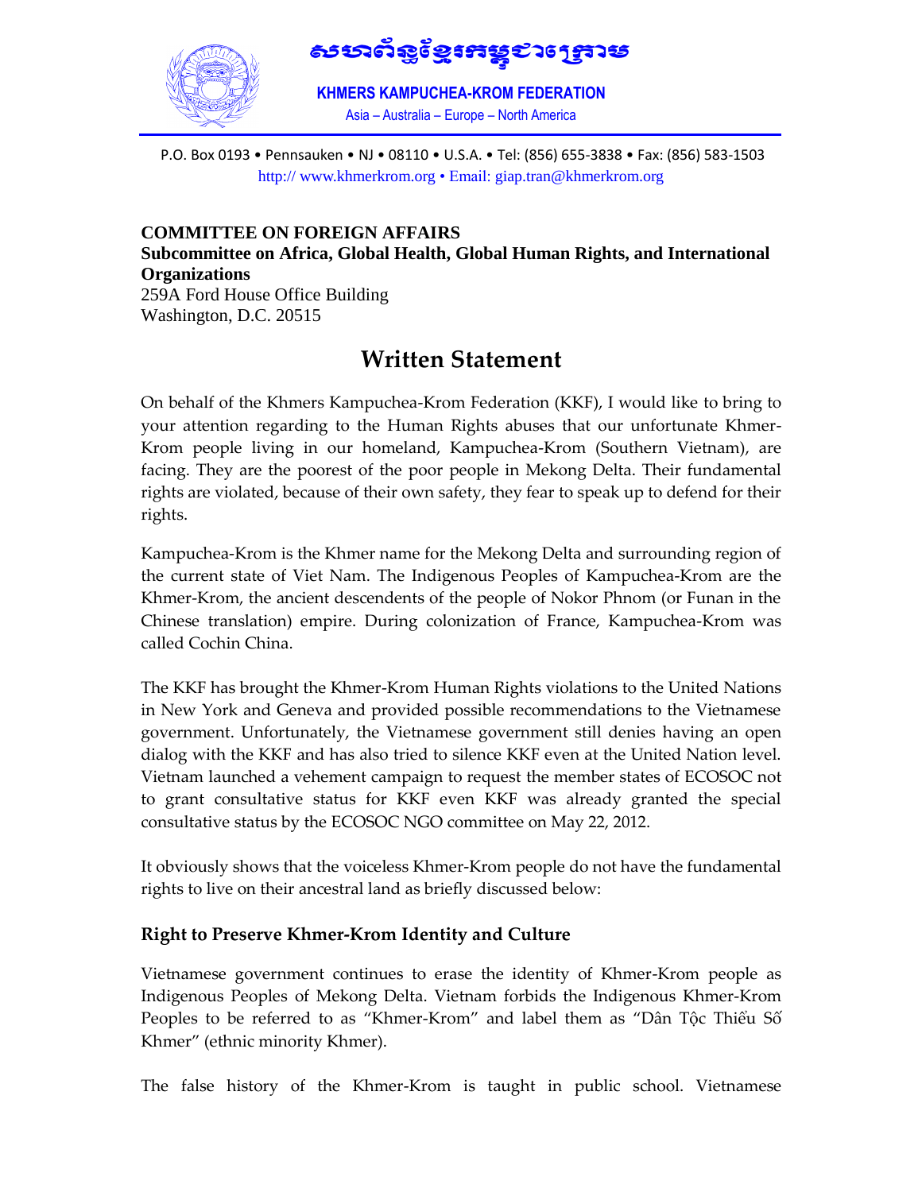សហព័ន្ធខ្មែរកម្ពុជាក្រោម

**KHMERS KAMPUCHEA-KROM FEDERATION**

Asia – Australia – Europe – North America

P.O. Box 0193 • Pennsauken • NJ • 08110 • U.S.A. • Tel: (856) 655-3838 • Fax: (856) 583-1503
http:// www.khmerkrom.org • Email: giap.tran@khmerkrom.org

**COMMITTEE ON FOREIGN AFFAIRS**
**Subcommittee on Africa, Global Health, Global Human Rights, and International Organizations**
259A Ford House Office Building
Washington, D.C. 20515

# Written Statement

On behalf of the Khmers Kampuchea-Krom Federation (KKF), I would like to bring to your attention regarding to the Human Rights abuses that our unfortunate Khmer-Krom people living in our homeland, Kampuchea-Krom (Southern Vietnam), are facing. They are the poorest of the poor people in Mekong Delta. Their fundamental rights are violated, because of their own safety, they fear to speak up to defend for their rights.

Kampuchea-Krom is the Khmer name for the Mekong Delta and surrounding region of the current state of Viet Nam. The Indigenous Peoples of Kampuchea-Krom are the Khmer-Krom, the ancient descendents of the people of Nokor Phnom (or Funan in the Chinese translation) empire. During colonization of France, Kampuchea-Krom was called Cochin China.

The KKF has brought the Khmer-Krom Human Rights violations to the United Nations in New York and Geneva and provided possible recommendations to the Vietnamese government. Unfortunately, the Vietnamese government still denies having an open dialog with the KKF and has also tried to silence KKF even at the United Nation level. Vietnam launched a vehement campaign to request the member states of ECOSOC not to grant consultative status for KKF even KKF was already granted the special consultative status by the ECOSOC NGO committee on May 22, 2012.

It obviously shows that the voiceless Khmer-Krom people do not have the fundamental rights to live on their ancestral land as briefly discussed below:

## Right to Preserve Khmer-Krom Identity and Culture

Vietnamese government continues to erase the identity of Khmer-Krom people as Indigenous Peoples of Mekong Delta. Vietnam forbids the Indigenous Khmer-Krom Peoples to be referred to as "Khmer-Krom" and label them as "Dân Tộc Thiểu Số Khmer" (ethnic minority Khmer).

The false history of the Khmer-Krom is taught in public school. Vietnamese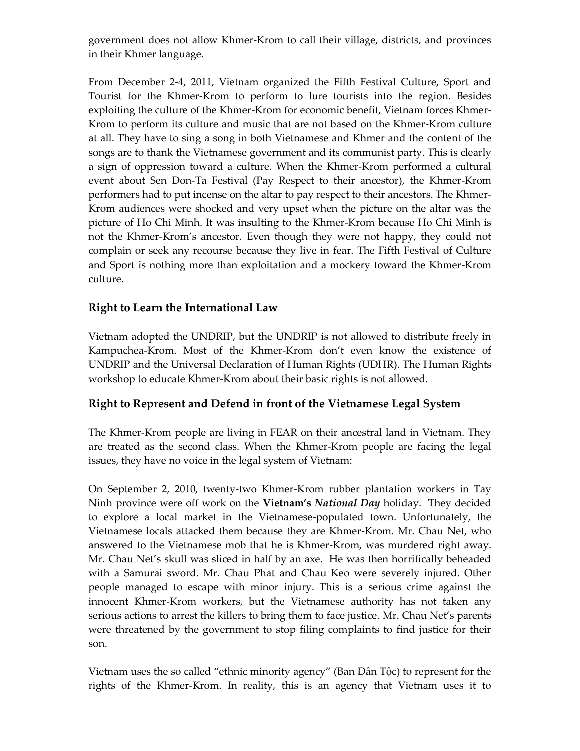government does not allow Khmer-Krom to call their village, districts, and provinces in their Khmer language.

From December 2-4, 2011, Vietnam organized the Fifth Festival Culture, Sport and Tourist for the Khmer-Krom to perform to lure tourists into the region. Besides exploiting the culture of the Khmer-Krom for economic benefit, Vietnam forces Khmer-Krom to perform its culture and music that are not based on the Khmer-Krom culture at all. They have to sing a song in both Vietnamese and Khmer and the content of the songs are to thank the Vietnamese government and its communist party. This is clearly a sign of oppression toward a culture. When the Khmer-Krom performed a cultural event about Sen Don-Ta Festival (Pay Respect to their ancestor), the Khmer-Krom performers had to put incense on the altar to pay respect to their ancestors. The Khmer-Krom audiences were shocked and very upset when the picture on the altar was the picture of Ho Chi Minh. It was insulting to the Khmer-Krom because Ho Chi Minh is not the Khmer-Krom's ancestor. Even though they were not happy, they could not complain or seek any recourse because they live in fear. The Fifth Festival of Culture and Sport is nothing more than exploitation and a mockery toward the Khmer-Krom culture.

## Right to Learn the International Law

Vietnam adopted the UNDRIP, but the UNDRIP is not allowed to distribute freely in Kampuchea-Krom. Most of the Khmer-Krom don't even know the existence of UNDRIP and the Universal Declaration of Human Rights (UDHR). The Human Rights workshop to educate Khmer-Krom about their basic rights is not allowed.

## Right to Represent and Defend in front of the Vietnamese Legal System

The Khmer-Krom people are living in FEAR on their ancestral land in Vietnam. They are treated as the second class. When the Khmer-Krom people are facing the legal issues, they have no voice in the legal system of Vietnam:

On September 2, 2010, twenty-two Khmer-Krom rubber plantation workers in Tay Ninh province were off work on the **Vietnam's *National Day*** holiday. They decided to explore a local market in the Vietnamese-populated town. Unfortunately, the Vietnamese locals attacked them because they are Khmer-Krom. Mr. Chau Net, who answered to the Vietnamese mob that he is Khmer-Krom, was murdered right away. Mr. Chau Net's skull was sliced in half by an axe. He was then horrifically beheaded with a Samurai sword. Mr. Chau Phat and Chau Keo were severely injured. Other people managed to escape with minor injury. This is a serious crime against the innocent Khmer-Krom workers, but the Vietnamese authority has not taken any serious actions to arrest the killers to bring them to face justice. Mr. Chau Net's parents were threatened by the government to stop filing complaints to find justice for their son.

Vietnam uses the so called "ethnic minority agency" (Ban Dân Tộc) to represent for the rights of the Khmer-Krom. In reality, this is an agency that Vietnam uses it to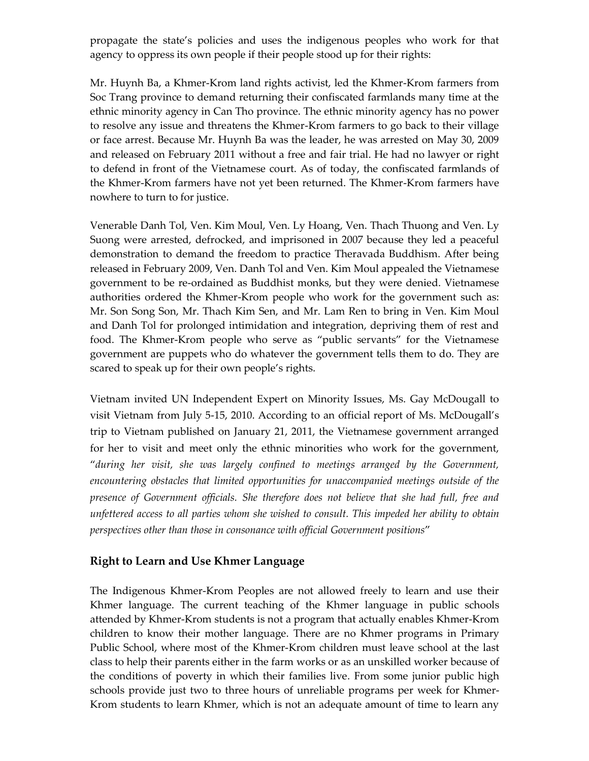propagate the state's policies and uses the indigenous peoples who work for that agency to oppress its own people if their people stood up for their rights:

Mr. Huynh Ba, a Khmer-Krom land rights activist, led the Khmer-Krom farmers from Soc Trang province to demand returning their confiscated farmlands many time at the ethnic minority agency in Can Tho province. The ethnic minority agency has no power to resolve any issue and threatens the Khmer-Krom farmers to go back to their village or face arrest. Because Mr. Huynh Ba was the leader, he was arrested on May 30, 2009 and released on February 2011 without a free and fair trial. He had no lawyer or right to defend in front of the Vietnamese court. As of today, the confiscated farmlands of the Khmer-Krom farmers have not yet been returned. The Khmer-Krom farmers have nowhere to turn to for justice.

Venerable Danh Tol, Ven. Kim Moul, Ven. Ly Hoang, Ven. Thach Thuong and Ven. Ly Suong were arrested, defrocked, and imprisoned in 2007 because they led a peaceful demonstration to demand the freedom to practice Theravada Buddhism. After being released in February 2009, Ven. Danh Tol and Ven. Kim Moul appealed the Vietnamese government to be re-ordained as Buddhist monks, but they were denied. Vietnamese authorities ordered the Khmer-Krom people who work for the government such as: Mr. Son Song Son, Mr. Thach Kim Sen, and Mr. Lam Ren to bring in Ven. Kim Moul and Danh Tol for prolonged intimidation and integration, depriving them of rest and food. The Khmer-Krom people who serve as "public servants" for the Vietnamese government are puppets who do whatever the government tells them to do. They are scared to speak up for their own people's rights.

Vietnam invited UN Independent Expert on Minority Issues, Ms. Gay McDougall to visit Vietnam from July 5-15, 2010. According to an official report of Ms. McDougall's trip to Vietnam published on January 21, 2011, the Vietnamese government arranged for her to visit and meet only the ethnic minorities who work for the government, "*during her visit, she was largely confined to meetings arranged by the Government, encountering obstacles that limited opportunities for unaccompanied meetings outside of the presence of Government officials. She therefore does not believe that she had full, free and unfettered access to all parties whom she wished to consult. This impeded her ability to obtain perspectives other than those in consonance with official Government positions*"

## Right to Learn and Use Khmer Language

The Indigenous Khmer-Krom Peoples are not allowed freely to learn and use their Khmer language. The current teaching of the Khmer language in public schools attended by Khmer-Krom students is not a program that actually enables Khmer-Krom children to know their mother language. There are no Khmer programs in Primary Public School, where most of the Khmer-Krom children must leave school at the last class to help their parents either in the farm works or as an unskilled worker because of the conditions of poverty in which their families live. From some junior public high schools provide just two to three hours of unreliable programs per week for Khmer-Krom students to learn Khmer, which is not an adequate amount of time to learn any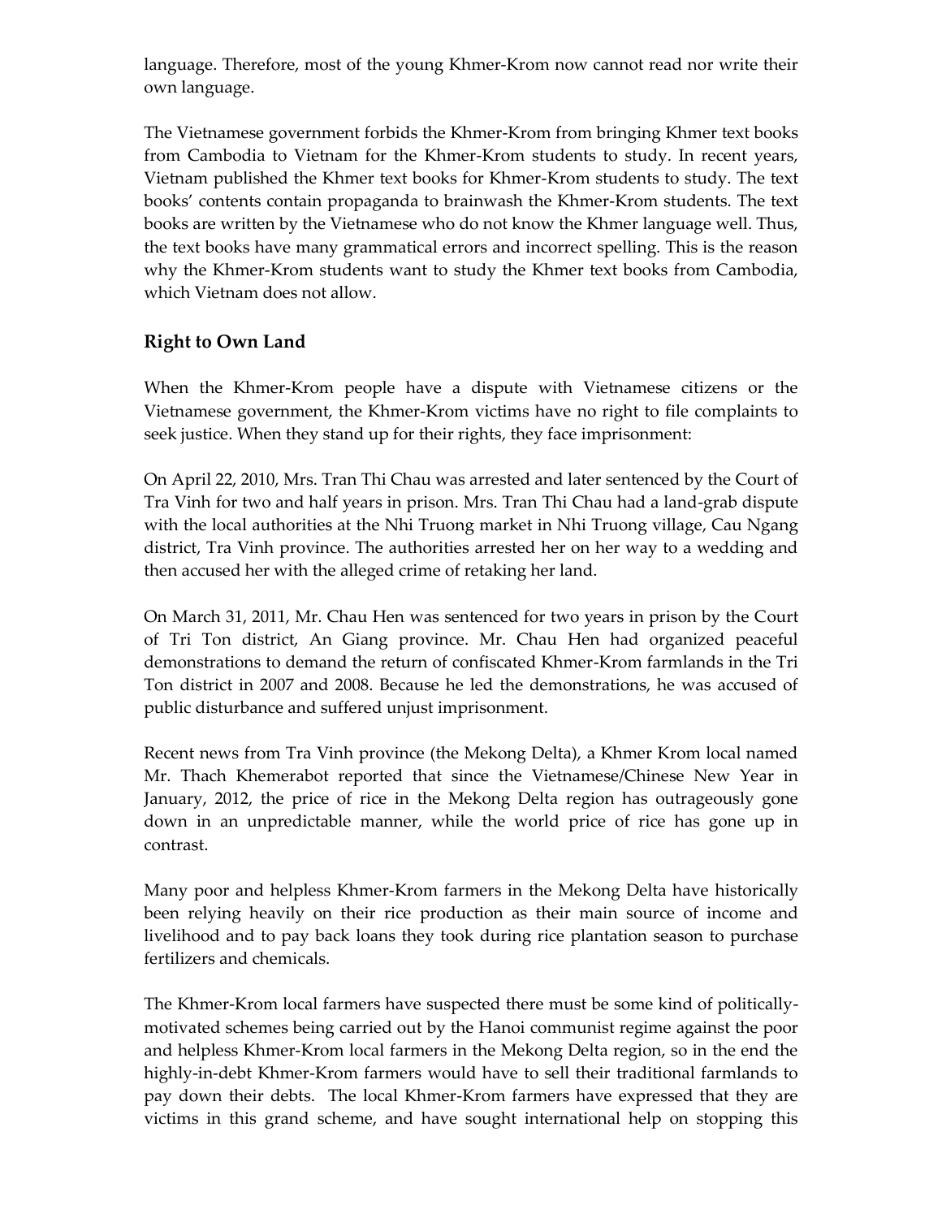language. Therefore, most of the young Khmer-Krom now cannot read nor write their own language.

The Vietnamese government forbids the Khmer-Krom from bringing Khmer text books from Cambodia to Vietnam for the Khmer-Krom students to study. In recent years, Vietnam published the Khmer text books for Khmer-Krom students to study. The text books' contents contain propaganda to brainwash the Khmer-Krom students. The text books are written by the Vietnamese who do not know the Khmer language well. Thus, the text books have many grammatical errors and incorrect spelling. This is the reason why the Khmer-Krom students want to study the Khmer text books from Cambodia, which Vietnam does not allow.

## Right to Own Land

When the Khmer-Krom people have a dispute with Vietnamese citizens or the Vietnamese government, the Khmer-Krom victims have no right to file complaints to seek justice. When they stand up for their rights, they face imprisonment:

On April 22, 2010, Mrs. Tran Thi Chau was arrested and later sentenced by the Court of Tra Vinh for two and half years in prison. Mrs. Tran Thi Chau had a land-grab dispute with the local authorities at the Nhi Truong market in Nhi Truong village, Cau Ngang district, Tra Vinh province. The authorities arrested her on her way to a wedding and then accused her with the alleged crime of retaking her land.

On March 31, 2011, Mr. Chau Hen was sentenced for two years in prison by the Court of Tri Ton district, An Giang province. Mr. Chau Hen had organized peaceful demonstrations to demand the return of confiscated Khmer-Krom farmlands in the Tri Ton district in 2007 and 2008. Because he led the demonstrations, he was accused of public disturbance and suffered unjust imprisonment.

Recent news from Tra Vinh province (the Mekong Delta), a Khmer Krom local named Mr. Thach Khemerabot reported that since the Vietnamese/Chinese New Year in January, 2012, the price of rice in the Mekong Delta region has outrageously gone down in an unpredictable manner, while the world price of rice has gone up in contrast.

Many poor and helpless Khmer-Krom farmers in the Mekong Delta have historically been relying heavily on their rice production as their main source of income and livelihood and to pay back loans they took during rice plantation season to purchase fertilizers and chemicals.

The Khmer-Krom local farmers have suspected there must be some kind of politically-motivated schemes being carried out by the Hanoi communist regime against the poor and helpless Khmer-Krom local farmers in the Mekong Delta region, so in the end the highly-in-debt Khmer-Krom farmers would have to sell their traditional farmlands to pay down their debts. The local Khmer-Krom farmers have expressed that they are victims in this grand scheme, and have sought international help on stopping this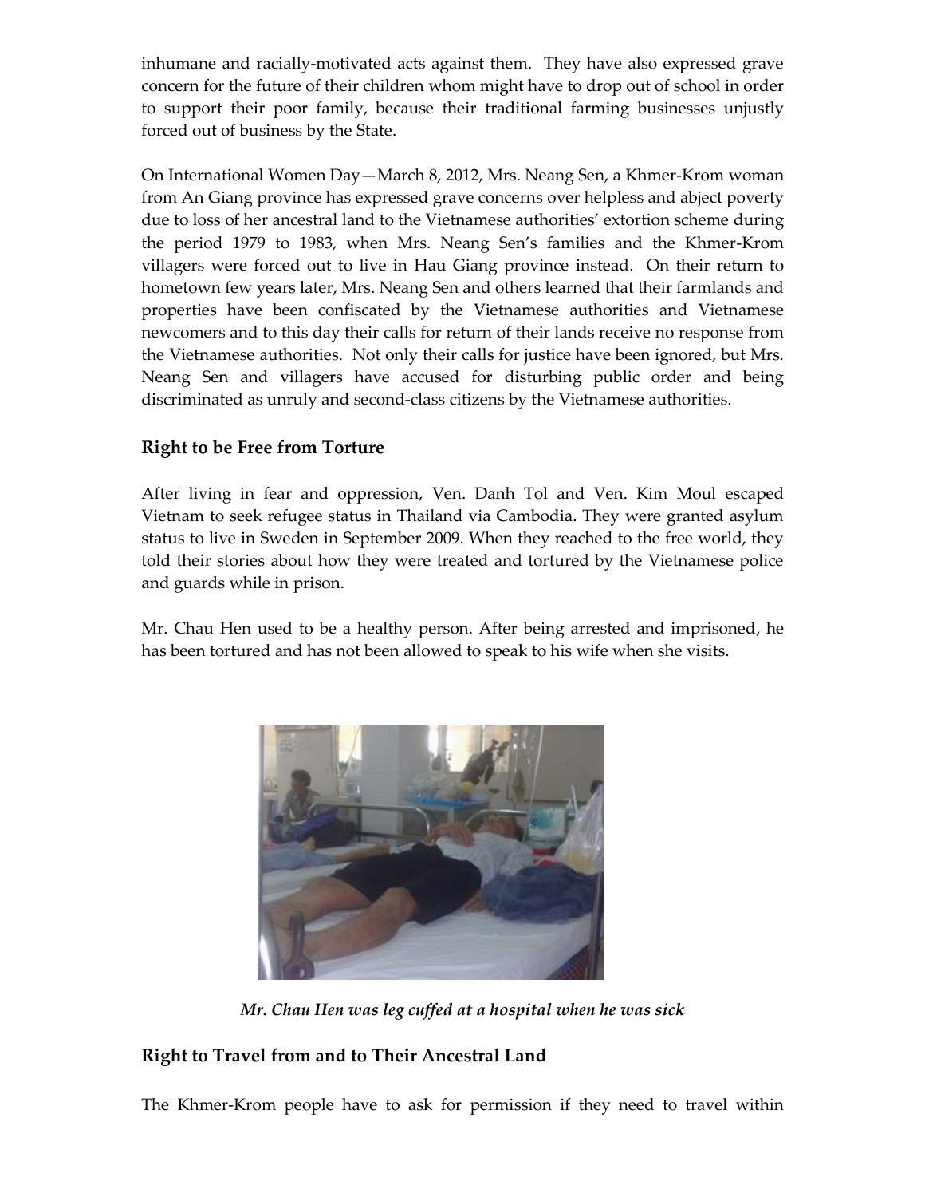inhumane and racially-motivated acts against them. They have also expressed grave concern for the future of their children whom might have to drop out of school in order to support their poor family, because their traditional farming businesses unjustly forced out of business by the State.

On International Women Day—March 8, 2012, Mrs. Neang Sen, a Khmer-Krom woman from An Giang province has expressed grave concerns over helpless and abject poverty due to loss of her ancestral land to the Vietnamese authorities' extortion scheme during the period 1979 to 1983, when Mrs. Neang Sen's families and the Khmer-Krom villagers were forced out to live in Hau Giang province instead. On their return to hometown few years later, Mrs. Neang Sen and others learned that their farmlands and properties have been confiscated by the Vietnamese authorities and Vietnamese newcomers and to this day their calls for return of their lands receive no response from the Vietnamese authorities. Not only their calls for justice have been ignored, but Mrs. Neang Sen and villagers have accused for disturbing public order and being discriminated as unruly and second-class citizens by the Vietnamese authorities.

## Right to be Free from Torture

After living in fear and oppression, Ven. Danh Tol and Ven. Kim Moul escaped Vietnam to seek refugee status in Thailand via Cambodia. They were granted asylum status to live in Sweden in September 2009. When they reached to the free world, they told their stories about how they were treated and tortured by the Vietnamese police and guards while in prison.

Mr. Chau Hen used to be a healthy person. After being arrested and imprisoned, he has been tortured and has not been allowed to speak to his wife when she visits.

*Mr. Chau Hen was leg cuffed at a hospital when he was sick*

## Right to Travel from and to Their Ancestral Land

The Khmer-Krom people have to ask for permission if they need to travel within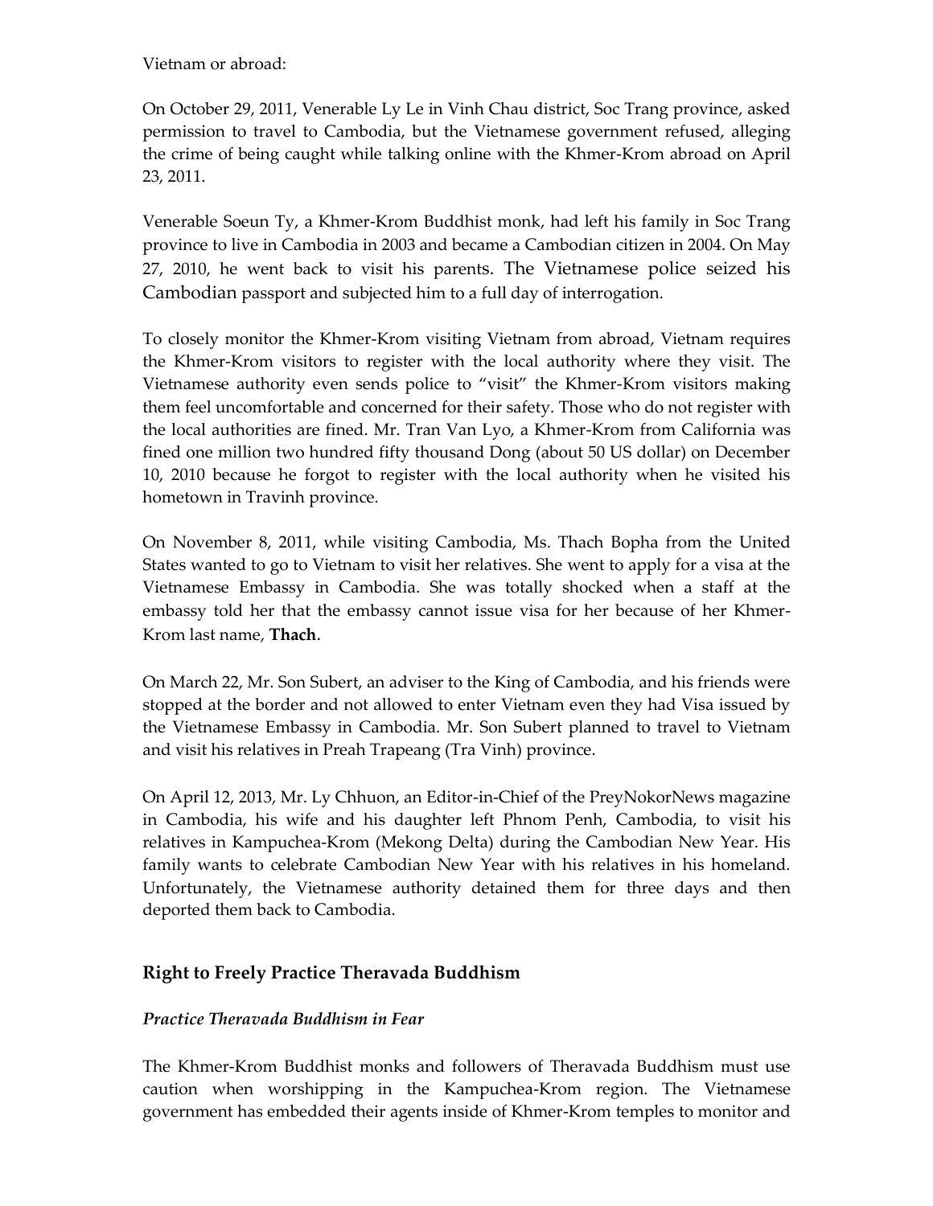Vietnam or abroad:

On October 29, 2011, Venerable Ly Le in Vinh Chau district, Soc Trang province, asked permission to travel to Cambodia, but the Vietnamese government refused, alleging the crime of being caught while talking online with the Khmer-Krom abroad on April 23, 2011.

Venerable Soeun Ty, a Khmer-Krom Buddhist monk, had left his family in Soc Trang province to live in Cambodia in 2003 and became a Cambodian citizen in 2004. On May 27, 2010, he went back to visit his parents. The Vietnamese police seized his Cambodian passport and subjected him to a full day of interrogation.

To closely monitor the Khmer-Krom visiting Vietnam from abroad, Vietnam requires the Khmer-Krom visitors to register with the local authority where they visit. The Vietnamese authority even sends police to "visit" the Khmer-Krom visitors making them feel uncomfortable and concerned for their safety. Those who do not register with the local authorities are fined. Mr. Tran Van Lyo, a Khmer-Krom from California was fined one million two hundred fifty thousand Dong (about 50 US dollar) on December 10, 2010 because he forgot to register with the local authority when he visited his hometown in Travinh province.

On November 8, 2011, while visiting Cambodia, Ms. Thach Bopha from the United States wanted to go to Vietnam to visit her relatives. She went to apply for a visa at the Vietnamese Embassy in Cambodia. She was totally shocked when a staff at the embassy told her that the embassy cannot issue visa for her because of her Khmer-Krom last name, **Thach**.

On March 22, Mr. Son Subert, an adviser to the King of Cambodia, and his friends were stopped at the border and not allowed to enter Vietnam even they had Visa issued by the Vietnamese Embassy in Cambodia. Mr. Son Subert planned to travel to Vietnam and visit his relatives in Preah Trapeang (Tra Vinh) province.

On April 12, 2013, Mr. Ly Chhuon, an Editor-in-Chief of the PreyNokorNews magazine in Cambodia, his wife and his daughter left Phnom Penh, Cambodia, to visit his relatives in Kampuchea-Krom (Mekong Delta) during the Cambodian New Year. His family wants to celebrate Cambodian New Year with his relatives in his homeland. Unfortunately, the Vietnamese authority detained them for three days and then deported them back to Cambodia.

## Right to Freely Practice Theravada Buddhism

### *Practice Theravada Buddhism in Fear*

The Khmer-Krom Buddhist monks and followers of Theravada Buddhism must use caution when worshipping in the Kampuchea-Krom region. The Vietnamese government has embedded their agents inside of Khmer-Krom temples to monitor and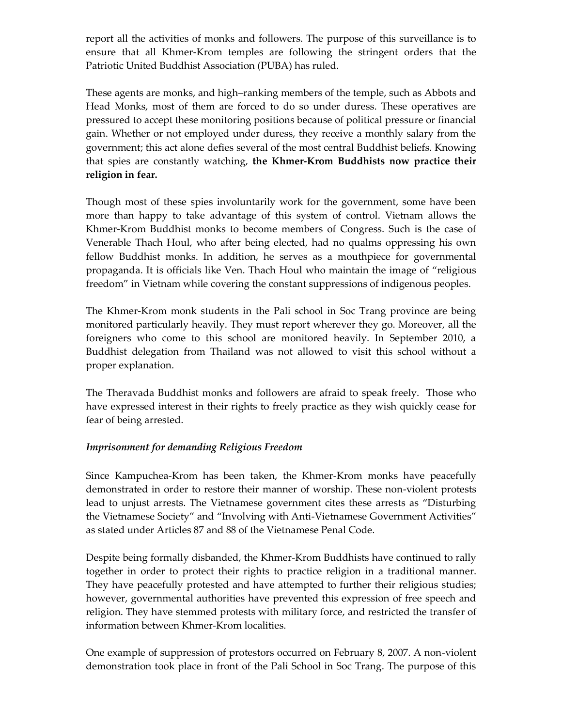report all the activities of monks and followers. The purpose of this surveillance is to ensure that all Khmer-Krom temples are following the stringent orders that the Patriotic United Buddhist Association (PUBA) has ruled.

These agents are monks, and high–ranking members of the temple, such as Abbots and Head Monks, most of them are forced to do so under duress. These operatives are pressured to accept these monitoring positions because of political pressure or financial gain. Whether or not employed under duress, they receive a monthly salary from the government; this act alone defies several of the most central Buddhist beliefs. Knowing that spies are constantly watching, **the Khmer-Krom Buddhists now practice their religion in fear.**

Though most of these spies involuntarily work for the government, some have been more than happy to take advantage of this system of control. Vietnam allows the Khmer-Krom Buddhist monks to become members of Congress. Such is the case of Venerable Thach Houl, who after being elected, had no qualms oppressing his own fellow Buddhist monks. In addition, he serves as a mouthpiece for governmental propaganda. It is officials like Ven. Thach Houl who maintain the image of "religious freedom" in Vietnam while covering the constant suppressions of indigenous peoples.

The Khmer-Krom monk students in the Pali school in Soc Trang province are being monitored particularly heavily. They must report wherever they go. Moreover, all the foreigners who come to this school are monitored heavily. In September 2010, a Buddhist delegation from Thailand was not allowed to visit this school without a proper explanation.

The Theravada Buddhist monks and followers are afraid to speak freely. Those who have expressed interest in their rights to freely practice as they wish quickly cease for fear of being arrested.

### *Imprisonment for demanding Religious Freedom*

Since Kampuchea-Krom has been taken, the Khmer-Krom monks have peacefully demonstrated in order to restore their manner of worship. These non-violent protests lead to unjust arrests. The Vietnamese government cites these arrests as "Disturbing the Vietnamese Society" and "Involving with Anti-Vietnamese Government Activities" as stated under Articles 87 and 88 of the Vietnamese Penal Code.

Despite being formally disbanded, the Khmer-Krom Buddhists have continued to rally together in order to protect their rights to practice religion in a traditional manner. They have peacefully protested and have attempted to further their religious studies; however, governmental authorities have prevented this expression of free speech and religion. They have stemmed protests with military force, and restricted the transfer of information between Khmer-Krom localities.

One example of suppression of protestors occurred on February 8, 2007. A non-violent demonstration took place in front of the Pali School in Soc Trang. The purpose of this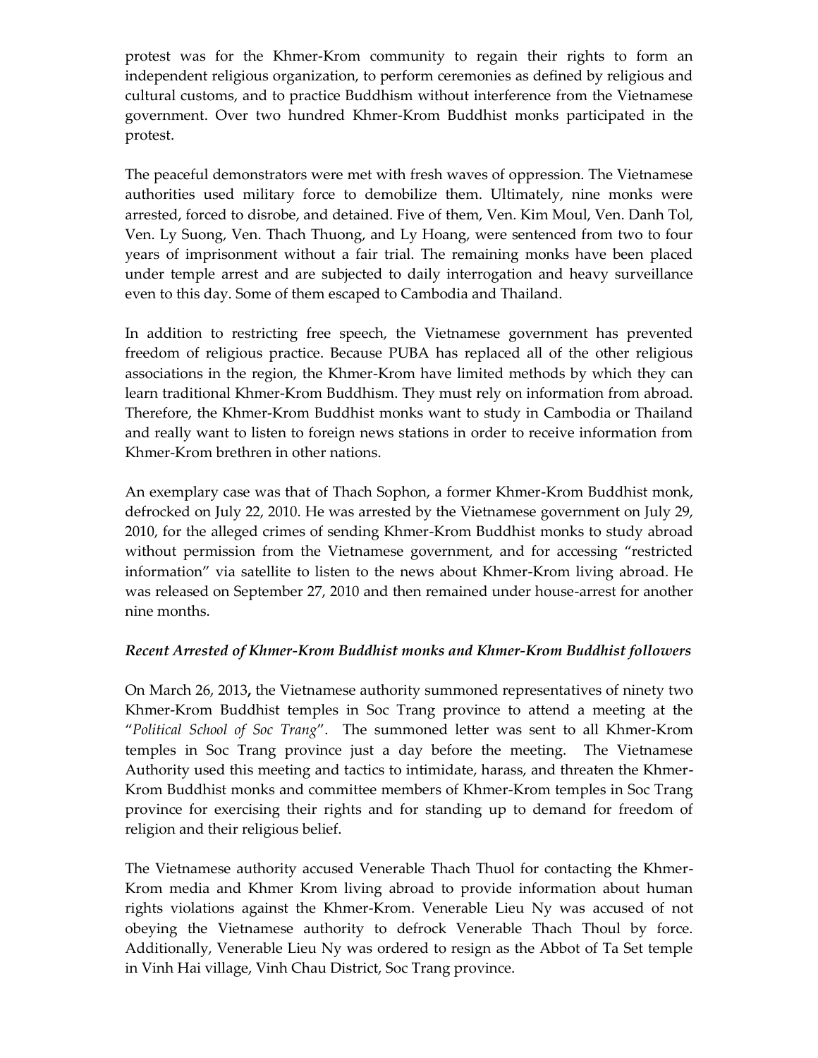protest was for the Khmer-Krom community to regain their rights to form an independent religious organization, to perform ceremonies as defined by religious and cultural customs, and to practice Buddhism without interference from the Vietnamese government. Over two hundred Khmer-Krom Buddhist monks participated in the protest.

The peaceful demonstrators were met with fresh waves of oppression. The Vietnamese authorities used military force to demobilize them. Ultimately, nine monks were arrested, forced to disrobe, and detained. Five of them, Ven. Kim Moul, Ven. Danh Tol, Ven. Ly Suong, Ven. Thach Thuong, and Ly Hoang, were sentenced from two to four years of imprisonment without a fair trial. The remaining monks have been placed under temple arrest and are subjected to daily interrogation and heavy surveillance even to this day. Some of them escaped to Cambodia and Thailand.

In addition to restricting free speech, the Vietnamese government has prevented freedom of religious practice. Because PUBA has replaced all of the other religious associations in the region, the Khmer-Krom have limited methods by which they can learn traditional Khmer-Krom Buddhism. They must rely on information from abroad. Therefore, the Khmer-Krom Buddhist monks want to study in Cambodia or Thailand and really want to listen to foreign news stations in order to receive information from Khmer-Krom brethren in other nations.

An exemplary case was that of Thach Sophon, a former Khmer-Krom Buddhist monk, defrocked on July 22, 2010. He was arrested by the Vietnamese government on July 29, 2010, for the alleged crimes of sending Khmer-Krom Buddhist monks to study abroad without permission from the Vietnamese government, and for accessing "restricted information" via satellite to listen to the news about Khmer-Krom living abroad. He was released on September 27, 2010 and then remained under house-arrest for another nine months.

***Recent Arrested of Khmer-Krom Buddhist monks and Khmer-Krom Buddhist followers***

On March 26, 2013**,** the Vietnamese authority summoned representatives of ninety two Khmer-Krom Buddhist temples in Soc Trang province to attend a meeting at the "*Political School of Soc Trang*". The summoned letter was sent to all Khmer-Krom temples in Soc Trang province just a day before the meeting. The Vietnamese Authority used this meeting and tactics to intimidate, harass, and threaten the Khmer-Krom Buddhist monks and committee members of Khmer-Krom temples in Soc Trang province for exercising their rights and for standing up to demand for freedom of religion and their religious belief.

The Vietnamese authority accused Venerable Thach Thuol for contacting the Khmer-Krom media and Khmer Krom living abroad to provide information about human rights violations against the Khmer-Krom. Venerable Lieu Ny was accused of not obeying the Vietnamese authority to defrock Venerable Thach Thoul by force. Additionally, Venerable Lieu Ny was ordered to resign as the Abbot of Ta Set temple in Vinh Hai village, Vinh Chau District, Soc Trang province.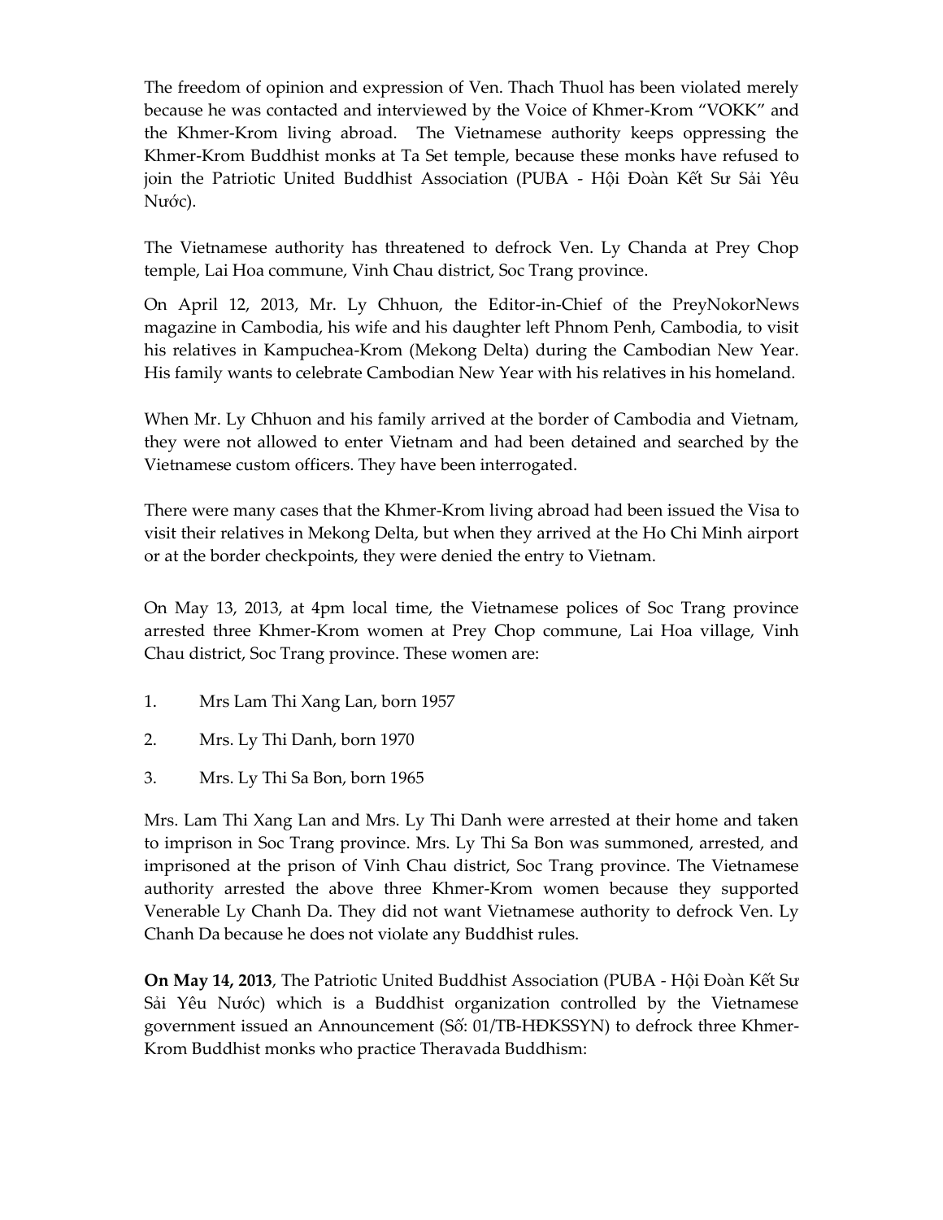The freedom of opinion and expression of Ven. Thach Thuol has been violated merely because he was contacted and interviewed by the Voice of Khmer-Krom “VOKK” and the Khmer-Krom living abroad. The Vietnamese authority keeps oppressing the Khmer-Krom Buddhist monks at Ta Set temple, because these monks have refused to join the Patriotic United Buddhist Association (PUBA - Hội Đoàn Kết Sư Sải Yêu Nước).

The Vietnamese authority has threatened to defrock Ven. Ly Chanda at Prey Chop temple, Lai Hoa commune, Vinh Chau district, Soc Trang province.

On April 12, 2013, Mr. Ly Chhuon, the Editor-in-Chief of the PreyNokorNews magazine in Cambodia, his wife and his daughter left Phnom Penh, Cambodia, to visit his relatives in Kampuchea-Krom (Mekong Delta) during the Cambodian New Year. His family wants to celebrate Cambodian New Year with his relatives in his homeland.

When Mr. Ly Chhuon and his family arrived at the border of Cambodia and Vietnam, they were not allowed to enter Vietnam and had been detained and searched by the Vietnamese custom officers. They have been interrogated.

There were many cases that the Khmer-Krom living abroad had been issued the Visa to visit their relatives in Mekong Delta, but when they arrived at the Ho Chi Minh airport or at the border checkpoints, they were denied the entry to Vietnam.

On May 13, 2013, at 4pm local time, the Vietnamese polices of Soc Trang province arrested three Khmer-Krom women at Prey Chop commune, Lai Hoa village, Vinh Chau district, Soc Trang province. These women are:

1. Mrs Lam Thi Xang Lan, born 1957
2. Mrs. Ly Thi Danh, born 1970
3. Mrs. Ly Thi Sa Bon, born 1965

Mrs. Lam Thi Xang Lan and Mrs. Ly Thi Danh were arrested at their home and taken to imprison in Soc Trang province. Mrs. Ly Thi Sa Bon was summoned, arrested, and imprisoned at the prison of Vinh Chau district, Soc Trang province. The Vietnamese authority arrested the above three Khmer-Krom women because they supported Venerable Ly Chanh Da. They did not want Vietnamese authority to defrock Ven. Ly Chanh Da because he does not violate any Buddhist rules.

**On May 14, 2013**, The Patriotic United Buddhist Association (PUBA - Hội Đoàn Kết Sư Sải Yêu Nước) which is a Buddhist organization controlled by the Vietnamese government issued an Announcement (Số: 01/TB-HĐKSSYN) to defrock three Khmer-Krom Buddhist monks who practice Theravada Buddhism: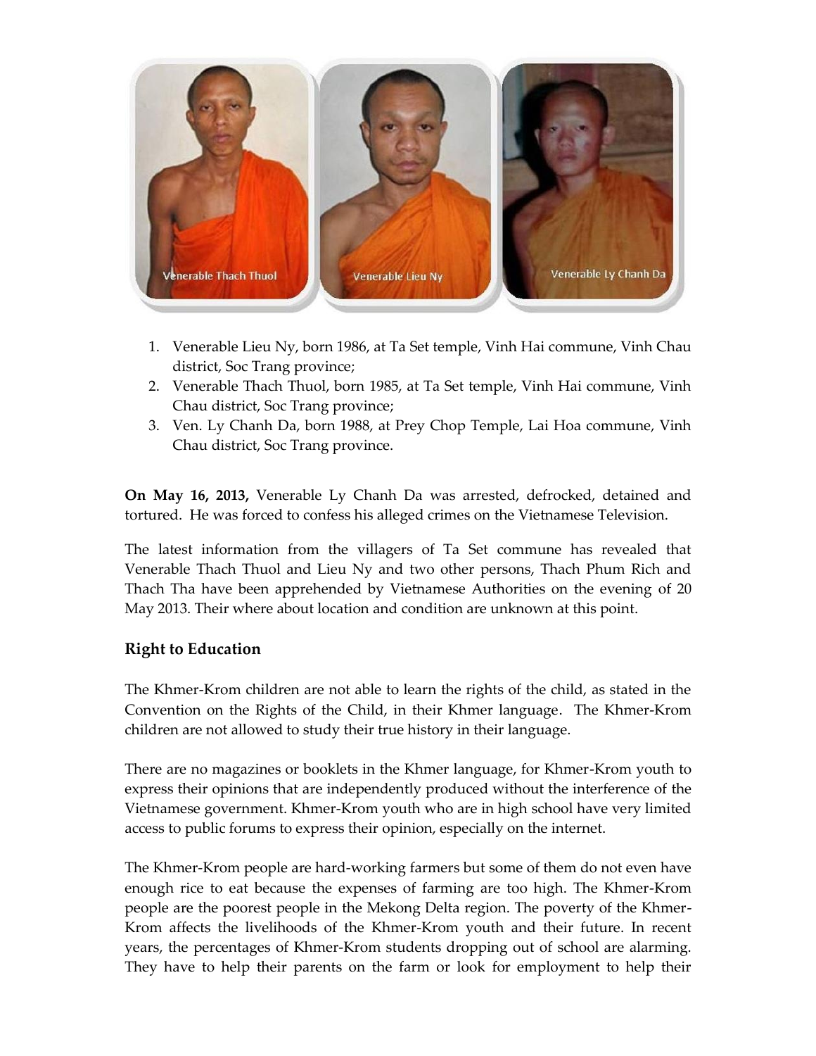1. Venerable Lieu Ny, born 1986, at Ta Set temple, Vinh Hai commune, Vinh Chau district, Soc Trang province;
2. Venerable Thach Thuol, born 1985, at Ta Set temple, Vinh Hai commune, Vinh Chau district, Soc Trang province;
3. Ven. Ly Chanh Da, born 1988, at Prey Chop Temple, Lai Hoa commune, Vinh Chau district, Soc Trang province.

**On May 16, 2013,** Venerable Ly Chanh Da was arrested, defrocked, detained and tortured. He was forced to confess his alleged crimes on the Vietnamese Television.

The latest information from the villagers of Ta Set commune has revealed that Venerable Thach Thuol and Lieu Ny and two other persons, Thach Phum Rich and Thach Tha have been apprehended by Vietnamese Authorities on the evening of 20 May 2013. Their where about location and condition are unknown at this point.

## Right to Education

The Khmer-Krom children are not able to learn the rights of the child, as stated in the Convention on the Rights of the Child, in their Khmer language. The Khmer-Krom children are not allowed to study their true history in their language.

There are no magazines or booklets in the Khmer language, for Khmer-Krom youth to express their opinions that are independently produced without the interference of the Vietnamese government. Khmer-Krom youth who are in high school have very limited access to public forums to express their opinion, especially on the internet.

The Khmer-Krom people are hard-working farmers but some of them do not even have enough rice to eat because the expenses of farming are too high. The Khmer-Krom people are the poorest people in the Mekong Delta region. The poverty of the Khmer-Krom affects the livelihoods of the Khmer-Krom youth and their future. In recent years, the percentages of Khmer-Krom students dropping out of school are alarming. They have to help their parents on the farm or look for employment to help their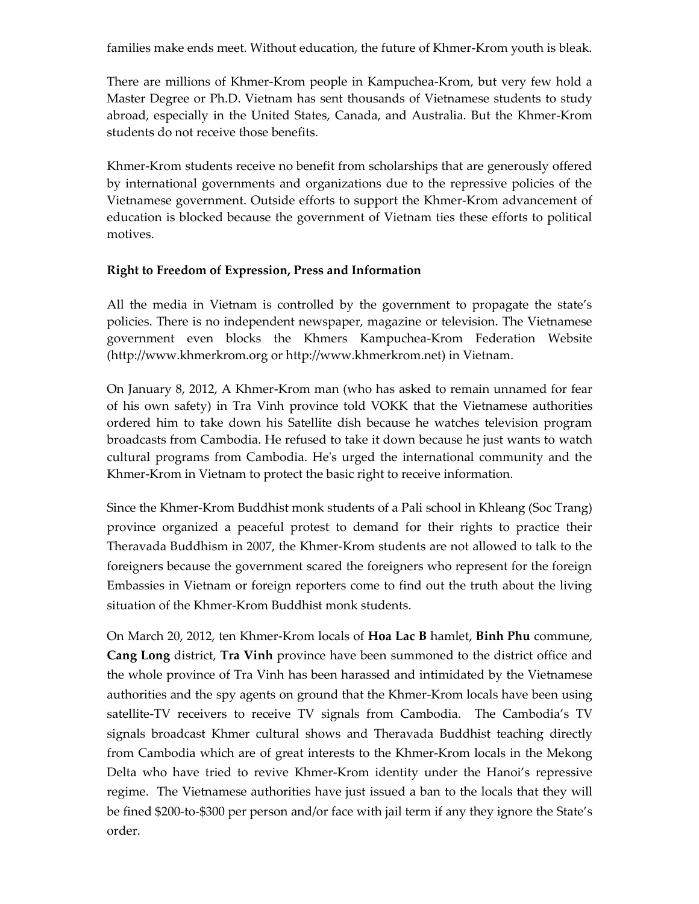families make ends meet. Without education, the future of Khmer-Krom youth is bleak.

There are millions of Khmer-Krom people in Kampuchea-Krom, but very few hold a Master Degree or Ph.D. Vietnam has sent thousands of Vietnamese students to study abroad, especially in the United States, Canada, and Australia. But the Khmer-Krom students do not receive those benefits.

Khmer-Krom students receive no benefit from scholarships that are generously offered by international governments and organizations due to the repressive policies of the Vietnamese government. Outside efforts to support the Khmer-Krom advancement of education is blocked because the government of Vietnam ties these efforts to political motives.

**Right to Freedom of Expression, Press and Information**

All the media in Vietnam is controlled by the government to propagate the state's policies. There is no independent newspaper, magazine or television. The Vietnamese government even blocks the Khmers Kampuchea-Krom Federation Website (http://www.khmerkrom.org or http://www.khmerkrom.net) in Vietnam.

On January 8, 2012, A Khmer-Krom man (who has asked to remain unnamed for fear of his own safety) in Tra Vinh province told VOKK that the Vietnamese authorities ordered him to take down his Satellite dish because he watches television program broadcasts from Cambodia. He refused to take it down because he just wants to watch cultural programs from Cambodia. He's urged the international community and the Khmer-Krom in Vietnam to protect the basic right to receive information.

Since the Khmer-Krom Buddhist monk students of a Pali school in Khleang (Soc Trang) province organized a peaceful protest to demand for their rights to practice their Theravada Buddhism in 2007, the Khmer-Krom students are not allowed to talk to the foreigners because the government scared the foreigners who represent for the foreign Embassies in Vietnam or foreign reporters come to find out the truth about the living situation of the Khmer-Krom Buddhist monk students.

On March 20, 2012, ten Khmer-Krom locals of **Hoa Lac B** hamlet, **Binh Phu** commune, **Cang Long** district, **Tra Vinh** province have been summoned to the district office and the whole province of Tra Vinh has been harassed and intimidated by the Vietnamese authorities and the spy agents on ground that the Khmer-Krom locals have been using satellite-TV receivers to receive TV signals from Cambodia. The Cambodia's TV signals broadcast Khmer cultural shows and Theravada Buddhist teaching directly from Cambodia which are of great interests to the Khmer-Krom locals in the Mekong Delta who have tried to revive Khmer-Krom identity under the Hanoi's repressive regime. The Vietnamese authorities have just issued a ban to the locals that they will be fined $200-to-$300 per person and/or face with jail term if any they ignore the State's order.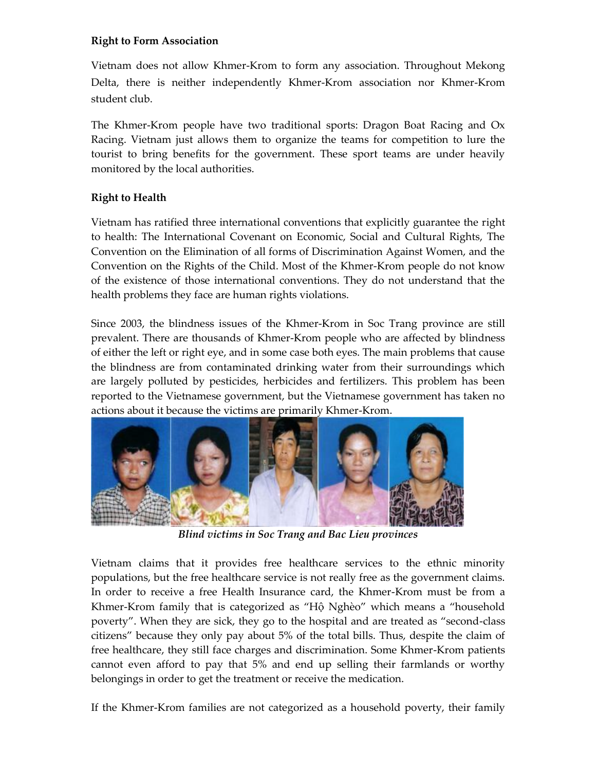**Right to Form Association**

Vietnam does not allow Khmer-Krom to form any association. Throughout Mekong Delta, there is neither independently Khmer-Krom association nor Khmer-Krom student club.

The Khmer-Krom people have two traditional sports: Dragon Boat Racing and Ox Racing. Vietnam just allows them to organize the teams for competition to lure the tourist to bring benefits for the government. These sport teams are under heavily monitored by the local authorities.

**Right to Health**

Vietnam has ratified three international conventions that explicitly guarantee the right to health: The International Covenant on Economic, Social and Cultural Rights, The Convention on the Elimination of all forms of Discrimination Against Women, and the Convention on the Rights of the Child. Most of the Khmer-Krom people do not know of the existence of those international conventions. They do not understand that the health problems they face are human rights violations.

Since 2003, the blindness issues of the Khmer-Krom in Soc Trang province are still prevalent. There are thousands of Khmer-Krom people who are affected by blindness of either the left or right eye, and in some case both eyes. The main problems that cause the blindness are from contaminated drinking water from their surroundings which are largely polluted by pesticides, herbicides and fertilizers. This problem has been reported to the Vietnamese government, but the Vietnamese government has taken no actions about it because the victims are primarily Khmer-Krom.

*Blind victims in Soc Trang and Bac Lieu provinces*

Vietnam claims that it provides free healthcare services to the ethnic minority populations, but the free healthcare service is not really free as the government claims. In order to receive a free Health Insurance card, the Khmer-Krom must be from a Khmer-Krom family that is categorized as "Hộ Nghèo" which means a "household poverty". When they are sick, they go to the hospital and are treated as "second-class citizens" because they only pay about 5% of the total bills. Thus, despite the claim of free healthcare, they still face charges and discrimination. Some Khmer-Krom patients cannot even afford to pay that 5% and end up selling their farmlands or worthy belongings in order to get the treatment or receive the medication.

If the Khmer-Krom families are not categorized as a household poverty, their family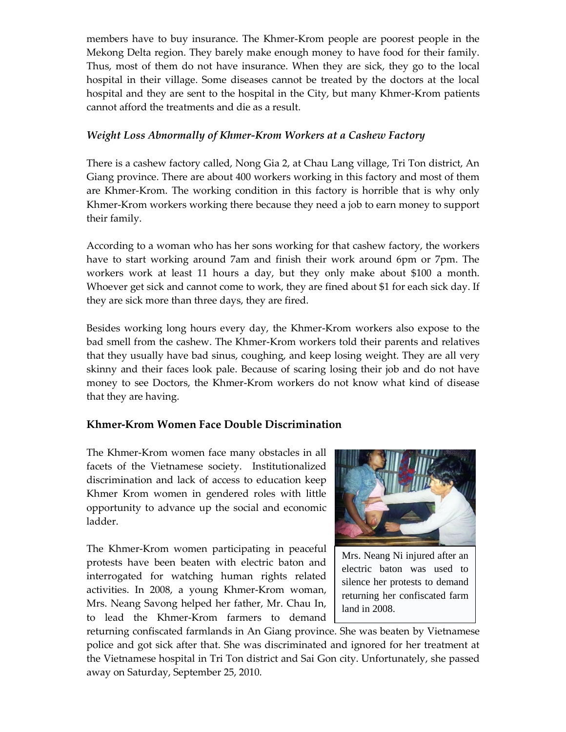members have to buy insurance. The Khmer-Krom people are poorest people in the Mekong Delta region. They barely make enough money to have food for their family. Thus, most of them do not have insurance. When they are sick, they go to the local hospital in their village. Some diseases cannot be treated by the doctors at the local hospital and they are sent to the hospital in the City, but many Khmer-Krom patients cannot afford the treatments and die as a result.

### *Weight Loss Abnormally of Khmer-Krom Workers at a Cashew Factory*

There is a cashew factory called, Nong Gia 2, at Chau Lang village, Tri Ton district, An Giang province. There are about 400 workers working in this factory and most of them are Khmer-Krom. The working condition in this factory is horrible that is why only Khmer-Krom workers working there because they need a job to earn money to support their family.

According to a woman who has her sons working for that cashew factory, the workers have to start working around 7am and finish their work around 6pm or 7pm. The workers work at least 11 hours a day, but they only make about $100 a month. Whoever get sick and cannot come to work, they are fined about $1 for each sick day. If they are sick more than three days, they are fired.

Besides working long hours every day, the Khmer-Krom workers also expose to the bad smell from the cashew. The Khmer-Krom workers told their parents and relatives that they usually have bad sinus, coughing, and keep losing weight. They are all very skinny and their faces look pale. Because of scaring losing their job and do not have money to see Doctors, the Khmer-Krom workers do not know what kind of disease that they are having.

## Khmer-Krom Women Face Double Discrimination

The Khmer-Krom women face many obstacles in all facets of the Vietnamese society. Institutionalized discrimination and lack of access to education keep Khmer Krom women in gendered roles with little opportunity to advance up the social and economic ladder.

The Khmer-Krom women participating in peaceful protests have been beaten with electric baton and interrogated for watching human rights related activities. In 2008, a young Khmer-Krom woman, Mrs. Neang Savong helped her father, Mr. Chau In, to lead the Khmer-Krom farmers to demand returning confiscated farmlands in An Giang province. She was beaten by Vietnamese police and got sick after that. She was discriminated and ignored for her treatment at the Vietnamese hospital in Tri Ton district and Sai Gon city. Unfortunately, she passed away on Saturday, September 25, 2010.

Mrs. Neang Ni injured after an electric baton was used to silence her protests to demand returning her confiscated farm land in 2008.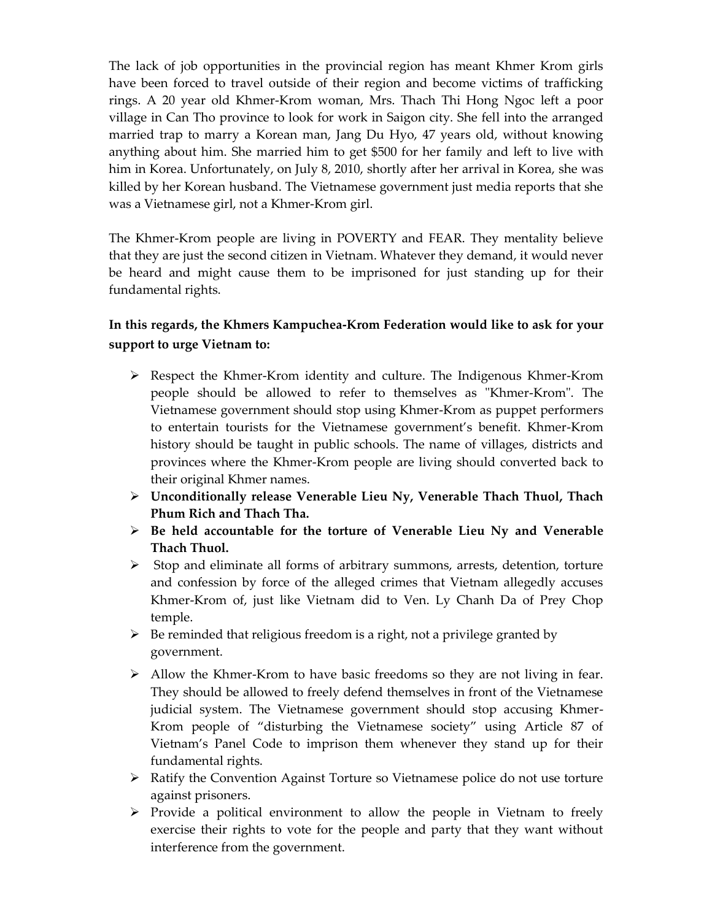The lack of job opportunities in the provincial region has meant Khmer Krom girls have been forced to travel outside of their region and become victims of trafficking rings. A 20 year old Khmer-Krom woman, Mrs. Thach Thi Hong Ngoc left a poor village in Can Tho province to look for work in Saigon city. She fell into the arranged married trap to marry a Korean man, Jang Du Hyo, 47 years old, without knowing anything about him. She married him to get $500 for her family and left to live with him in Korea. Unfortunately, on July 8, 2010, shortly after her arrival in Korea, she was killed by her Korean husband. The Vietnamese government just media reports that she was a Vietnamese girl, not a Khmer-Krom girl.

The Khmer-Krom people are living in POVERTY and FEAR. They mentality believe that they are just the second citizen in Vietnam. Whatever they demand, it would never be heard and might cause them to be imprisoned for just standing up for their fundamental rights.

**In this regards, the Khmers Kampuchea-Krom Federation would like to ask for your support to urge Vietnam to:**

- Respect the Khmer-Krom identity and culture. The Indigenous Khmer-Krom people should be allowed to refer to themselves as "Khmer-Krom". The Vietnamese government should stop using Khmer-Krom as puppet performers to entertain tourists for the Vietnamese government's benefit. Khmer-Krom history should be taught in public schools. The name of villages, districts and provinces where the Khmer-Krom people are living should converted back to their original Khmer names.
- **Unconditionally release Venerable Lieu Ny, Venerable Thach Thuol, Thach Phum Rich and Thach Tha.**
- **Be held accountable for the torture of Venerable Lieu Ny and Venerable Thach Thuol.**
- Stop and eliminate all forms of arbitrary summons, arrests, detention, torture and confession by force of the alleged crimes that Vietnam allegedly accuses Khmer-Krom of, just like Vietnam did to Ven. Ly Chanh Da of Prey Chop temple.
- Be reminded that religious freedom is a right, not a privilege granted by government.
- Allow the Khmer-Krom to have basic freedoms so they are not living in fear. They should be allowed to freely defend themselves in front of the Vietnamese judicial system. The Vietnamese government should stop accusing Khmer-Krom people of "disturbing the Vietnamese society" using Article 87 of Vietnam's Panel Code to imprison them whenever they stand up for their fundamental rights.
- Ratify the Convention Against Torture so Vietnamese police do not use torture against prisoners.
- Provide a political environment to allow the people in Vietnam to freely exercise their rights to vote for the people and party that they want without interference from the government.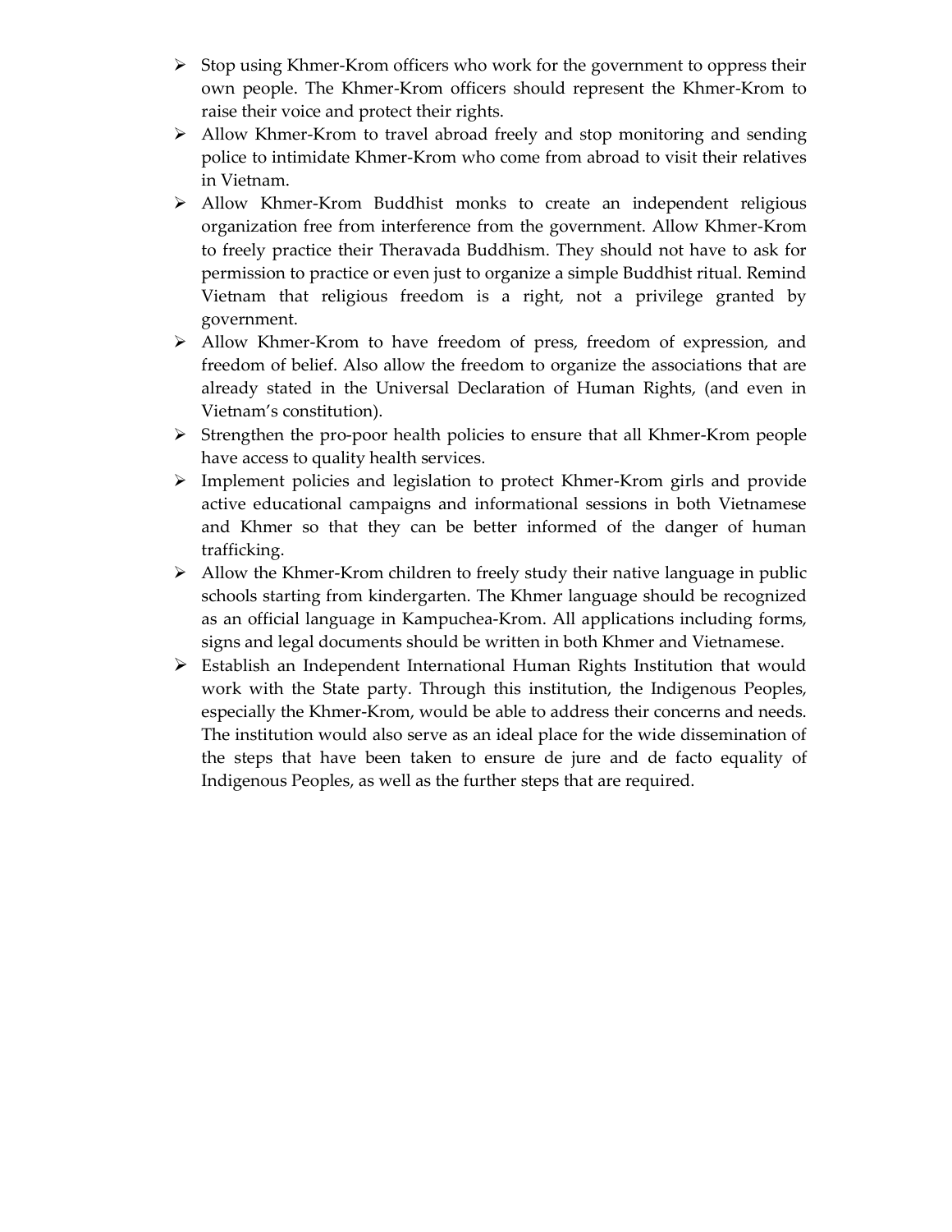- Stop using Khmer-Krom officers who work for the government to oppress their own people. The Khmer-Krom officers should represent the Khmer-Krom to raise their voice and protect their rights.
- Allow Khmer-Krom to travel abroad freely and stop monitoring and sending police to intimidate Khmer-Krom who come from abroad to visit their relatives in Vietnam.
- Allow Khmer-Krom Buddhist monks to create an independent religious organization free from interference from the government. Allow Khmer-Krom to freely practice their Theravada Buddhism. They should not have to ask for permission to practice or even just to organize a simple Buddhist ritual. Remind Vietnam that religious freedom is a right, not a privilege granted by government.
- Allow Khmer-Krom to have freedom of press, freedom of expression, and freedom of belief. Also allow the freedom to organize the associations that are already stated in the Universal Declaration of Human Rights, (and even in Vietnam's constitution).
- Strengthen the pro-poor health policies to ensure that all Khmer-Krom people have access to quality health services.
- Implement policies and legislation to protect Khmer-Krom girls and provide active educational campaigns and informational sessions in both Vietnamese and Khmer so that they can be better informed of the danger of human trafficking.
- Allow the Khmer-Krom children to freely study their native language in public schools starting from kindergarten. The Khmer language should be recognized as an official language in Kampuchea-Krom. All applications including forms, signs and legal documents should be written in both Khmer and Vietnamese.
- Establish an Independent International Human Rights Institution that would work with the State party. Through this institution, the Indigenous Peoples, especially the Khmer-Krom, would be able to address their concerns and needs. The institution would also serve as an ideal place for the wide dissemination of the steps that have been taken to ensure de jure and de facto equality of Indigenous Peoples, as well as the further steps that are required.